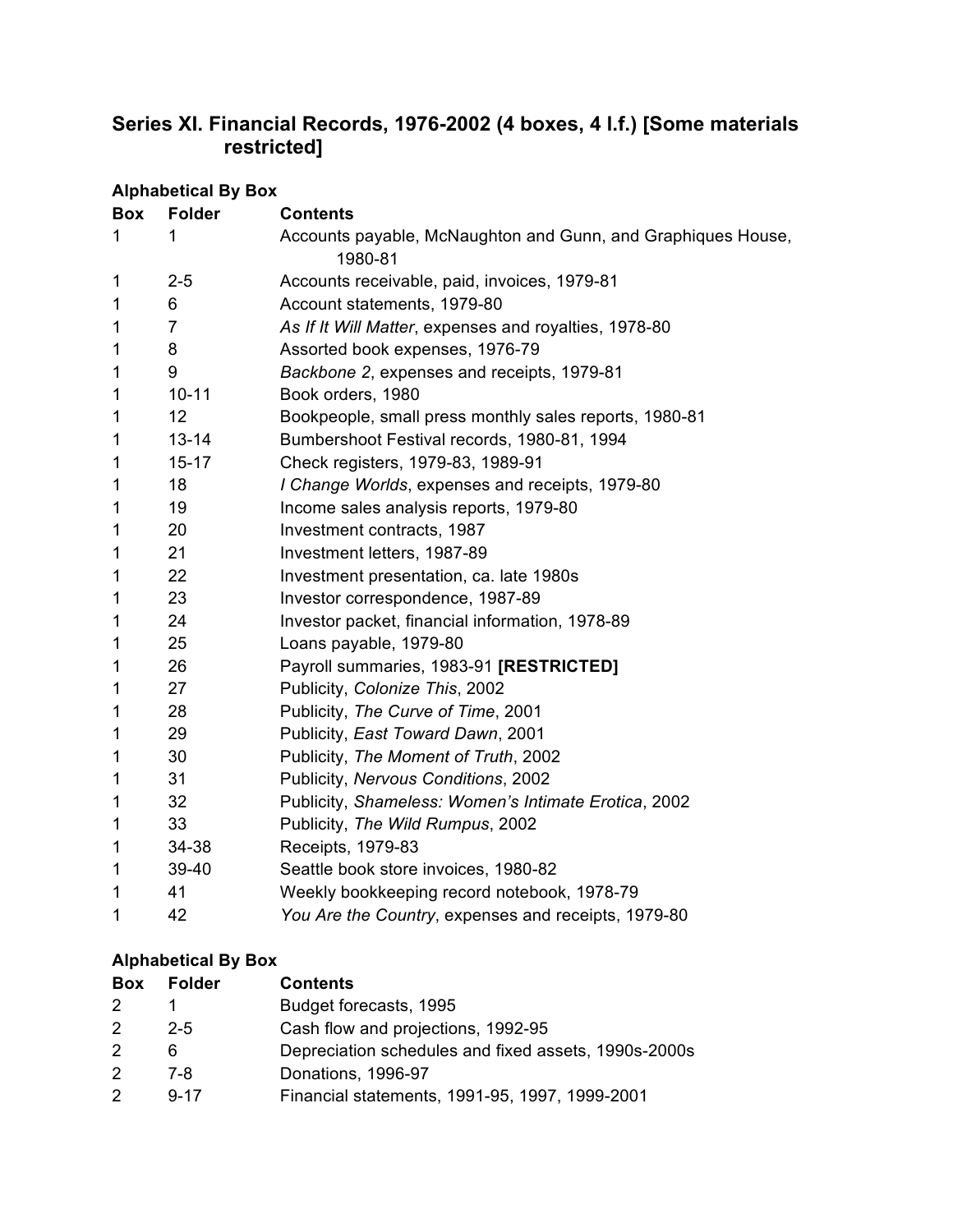## Series XI. Financial Records, 1976-2002 (4 boxes, 4 l.f.) [Some materials restricted]

**Alphabetical By Box**

| Box | Folder | Contents |
|---|---|---|
| 1 | 1 | Accounts payable, McNaughton and Gunn, and Graphiques House, 1980-81 |
| 1 | 2-5 | Accounts receivable, paid, invoices, 1979-81 |
| 1 | 6 | Account statements, 1979-80 |
| 1 | 7 | *As If It Will Matter*, expenses and royalties, 1978-80 |
| 1 | 8 | Assorted book expenses, 1976-79 |
| 1 | 9 | *Backbone 2*, expenses and receipts, 1979-81 |
| 1 | 10-11 | Book orders, 1980 |
| 1 | 12 | Bookpeople, small press monthly sales reports, 1980-81 |
| 1 | 13-14 | Bumbershoot Festival records, 1980-81, 1994 |
| 1 | 15-17 | Check registers, 1979-83, 1989-91 |
| 1 | 18 | *I Change Worlds*, expenses and receipts, 1979-80 |
| 1 | 19 | Income sales analysis reports, 1979-80 |
| 1 | 20 | Investment contracts, 1987 |
| 1 | 21 | Investment letters, 1987-89 |
| 1 | 22 | Investment presentation, ca. late 1980s |
| 1 | 23 | Investor correspondence, 1987-89 |
| 1 | 24 | Investor packet, financial information, 1978-89 |
| 1 | 25 | Loans payable, 1979-80 |
| 1 | 26 | Payroll summaries, 1983-91 **[RESTRICTED]** |
| 1 | 27 | Publicity, *Colonize This*, 2002 |
| 1 | 28 | Publicity, *The Curve of Time*, 2001 |
| 1 | 29 | Publicity, *East Toward Dawn*, 2001 |
| 1 | 30 | Publicity, *The Moment of Truth*, 2002 |
| 1 | 31 | Publicity, *Nervous Conditions*, 2002 |
| 1 | 32 | Publicity, *Shameless: Women's Intimate Erotica*, 2002 |
| 1 | 33 | Publicity, *The Wild Rumpus*, 2002 |
| 1 | 34-38 | Receipts, 1979-83 |
| 1 | 39-40 | Seattle book store invoices, 1980-82 |
| 1 | 41 | Weekly bookkeeping record notebook, 1978-79 |
| 1 | 42 | *You Are the Country*, expenses and receipts, 1979-80 |

**Alphabetical By Box**

| Box | Folder | Contents |
|---|---|---|
| 2 | 1 | Budget forecasts, 1995 |
| 2 | 2-5 | Cash flow and projections, 1992-95 |
| 2 | 6 | Depreciation schedules and fixed assets, 1990s-2000s |
| 2 | 7-8 | Donations, 1996-97 |
| 2 | 9-17 | Financial statements, 1991-95, 1997, 1999-2001 |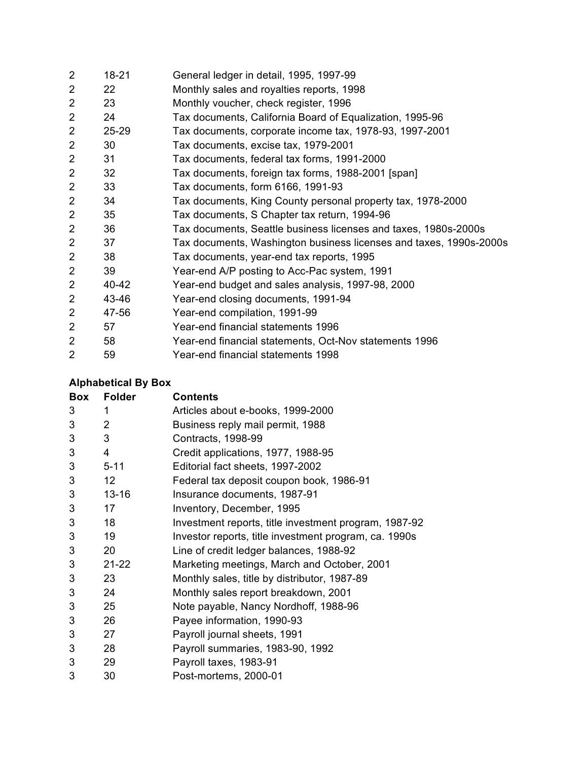| Box | Folder | Contents |
|---|---|---|
| 2 | 18-21 | General ledger in detail, 1995, 1997-99 |
| 2 | 22 | Monthly sales and royalties reports, 1998 |
| 2 | 23 | Monthly voucher, check register, 1996 |
| 2 | 24 | Tax documents, California Board of Equalization, 1995-96 |
| 2 | 25-29 | Tax documents, corporate income tax, 1978-93, 1997-2001 |
| 2 | 30 | Tax documents, excise tax, 1979-2001 |
| 2 | 31 | Tax documents, federal tax forms, 1991-2000 |
| 2 | 32 | Tax documents, foreign tax forms, 1988-2001 [span] |
| 2 | 33 | Tax documents, form 6166, 1991-93 |
| 2 | 34 | Tax documents, King County personal property tax, 1978-2000 |
| 2 | 35 | Tax documents, S Chapter tax return, 1994-96 |
| 2 | 36 | Tax documents, Seattle business licenses and taxes, 1980s-2000s |
| 2 | 37 | Tax documents, Washington business licenses and taxes, 1990s-2000s |
| 2 | 38 | Tax documents, year-end tax reports, 1995 |
| 2 | 39 | Year-end A/P posting to Acc-Pac system, 1991 |
| 2 | 40-42 | Year-end budget and sales analysis, 1997-98, 2000 |
| 2 | 43-46 | Year-end closing documents, 1991-94 |
| 2 | 47-56 | Year-end compilation, 1991-99 |
| 2 | 57 | Year-end financial statements 1996 |
| 2 | 58 | Year-end financial statements, Oct-Nov statements 1996 |
| 2 | 59 | Year-end financial statements 1998 |

**Alphabetical By Box**

| Box | Folder | Contents |
|---|---|---|
| 3 | 1 | Articles about e-books, 1999-2000 |
| 3 | 2 | Business reply mail permit, 1988 |
| 3 | 3 | Contracts, 1998-99 |
| 3 | 4 | Credit applications, 1977, 1988-95 |
| 3 | 5-11 | Editorial fact sheets, 1997-2002 |
| 3 | 12 | Federal tax deposit coupon book, 1986-91 |
| 3 | 13-16 | Insurance documents, 1987-91 |
| 3 | 17 | Inventory, December, 1995 |
| 3 | 18 | Investment reports, title investment program, 1987-92 |
| 3 | 19 | Investor reports, title investment program, ca. 1990s |
| 3 | 20 | Line of credit ledger balances, 1988-92 |
| 3 | 21-22 | Marketing meetings, March and October, 2001 |
| 3 | 23 | Monthly sales, title by distributor, 1987-89 |
| 3 | 24 | Monthly sales report breakdown, 2001 |
| 3 | 25 | Note payable, Nancy Nordhoff, 1988-96 |
| 3 | 26 | Payee information, 1990-93 |
| 3 | 27 | Payroll journal sheets, 1991 |
| 3 | 28 | Payroll summaries, 1983-90, 1992 |
| 3 | 29 | Payroll taxes, 1983-91 |
| 3 | 30 | Post-mortems, 2000-01 |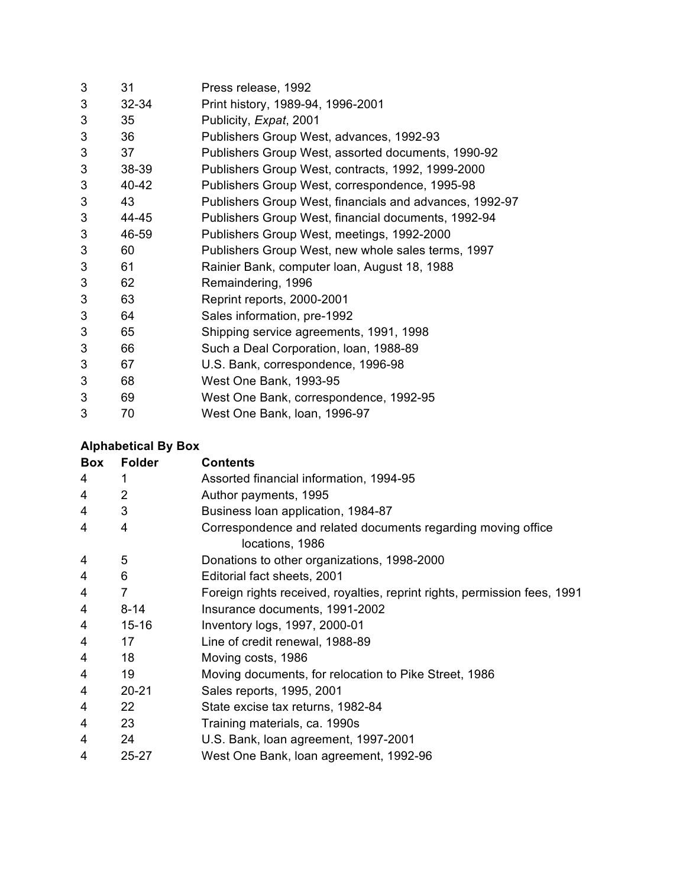| | | |
|---|---|---|
| 3 | 31 | Press release, 1992 |
| 3 | 32-34 | Print history, 1989-94, 1996-2001 |
| 3 | 35 | Publicity, *Expat*, 2001 |
| 3 | 36 | Publishers Group West, advances, 1992-93 |
| 3 | 37 | Publishers Group West, assorted documents, 1990-92 |
| 3 | 38-39 | Publishers Group West, contracts, 1992, 1999-2000 |
| 3 | 40-42 | Publishers Group West, correspondence, 1995-98 |
| 3 | 43 | Publishers Group West, financials and advances, 1992-97 |
| 3 | 44-45 | Publishers Group West, financial documents, 1992-94 |
| 3 | 46-59 | Publishers Group West, meetings, 1992-2000 |
| 3 | 60 | Publishers Group West, new whole sales terms, 1997 |
| 3 | 61 | Rainier Bank, computer loan, August 18, 1988 |
| 3 | 62 | Remaindering, 1996 |
| 3 | 63 | Reprint reports, 2000-2001 |
| 3 | 64 | Sales information, pre-1992 |
| 3 | 65 | Shipping service agreements, 1991, 1998 |
| 3 | 66 | Such a Deal Corporation, loan, 1988-89 |
| 3 | 67 | U.S. Bank, correspondence, 1996-98 |
| 3 | 68 | West One Bank, 1993-95 |
| 3 | 69 | West One Bank, correspondence, 1992-95 |
| 3 | 70 | West One Bank, loan, 1996-97 |

**Alphabetical By Box**

| Box | Folder | Contents |
|---|---|---|
| 4 | 1 | Assorted financial information, 1994-95 |
| 4 | 2 | Author payments, 1995 |
| 4 | 3 | Business loan application, 1984-87 |
| 4 | 4 | Correspondence and related documents regarding moving office locations, 1986 |
| 4 | 5 | Donations to other organizations, 1998-2000 |
| 4 | 6 | Editorial fact sheets, 2001 |
| 4 | 7 | Foreign rights received, royalties, reprint rights, permission fees, 1991 |
| 4 | 8-14 | Insurance documents, 1991-2002 |
| 4 | 15-16 | Inventory logs, 1997, 2000-01 |
| 4 | 17 | Line of credit renewal, 1988-89 |
| 4 | 18 | Moving costs, 1986 |
| 4 | 19 | Moving documents, for relocation to Pike Street, 1986 |
| 4 | 20-21 | Sales reports, 1995, 2001 |
| 4 | 22 | State excise tax returns, 1982-84 |
| 4 | 23 | Training materials, ca. 1990s |
| 4 | 24 | U.S. Bank, loan agreement, 1997-2001 |
| 4 | 25-27 | West One Bank, loan agreement, 1992-96 |